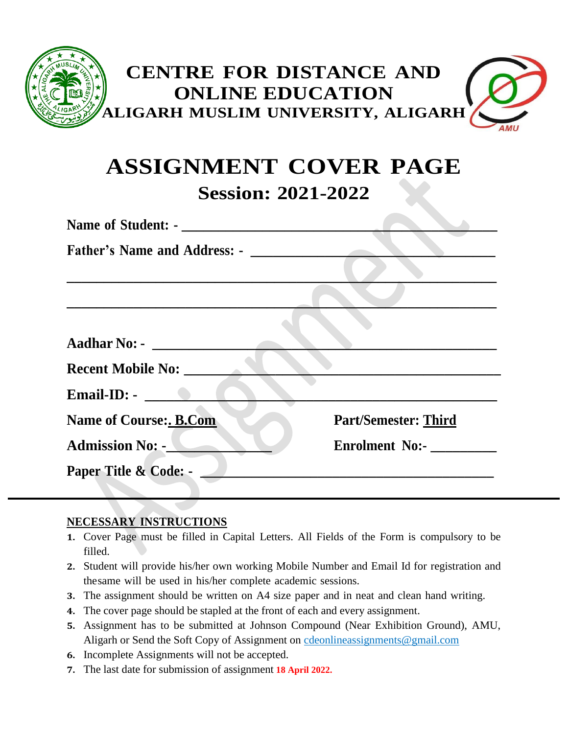# CENTRE FOR DISTANCE AND ONLINE EDUCATION

## ALIGARH MUSLIM UNIVERSITY, ALIGARH

# ASSIGNMENT COVER PAGE

## Session: 2021-2022

**Name of Student: -** ____________________________________________

**Father's Name and Address: -** ________________________________

______________________________________________________________

______________________________________________________________

**Aadhar No: -** ______________________________________________

**Recent Mobile No:** _________________________________________

**Email-ID: -** _______________________________________________

**Name of Course:. B.Com** **Part/Semester: Third**

**Admission No: -**_____________ **Enrolment No:-** _________

**Paper Title & Code: -** _____________________________________

---

**NECESSARY INSTRUCTIONS**

1. Cover Page must be filled in Capital Letters. All Fields of the Form is compulsory to be filled.
2. Student will provide his/her own working Mobile Number and Email Id for registration and thesame will be used in his/her complete academic sessions.
3. The assignment should be written on A4 size paper and in neat and clean hand writing.
4. The cover page should be stapled at the front of each and every assignment.
5. Assignment has to be submitted at Johnson Compound (Near Exhibition Ground), AMU, Aligarh or Send the Soft Copy of Assignment on cdeonlineassignments@gmail.com
6. Incomplete Assignments will not be accepted.
7. The last date for submission of assignment **18 April 2022.**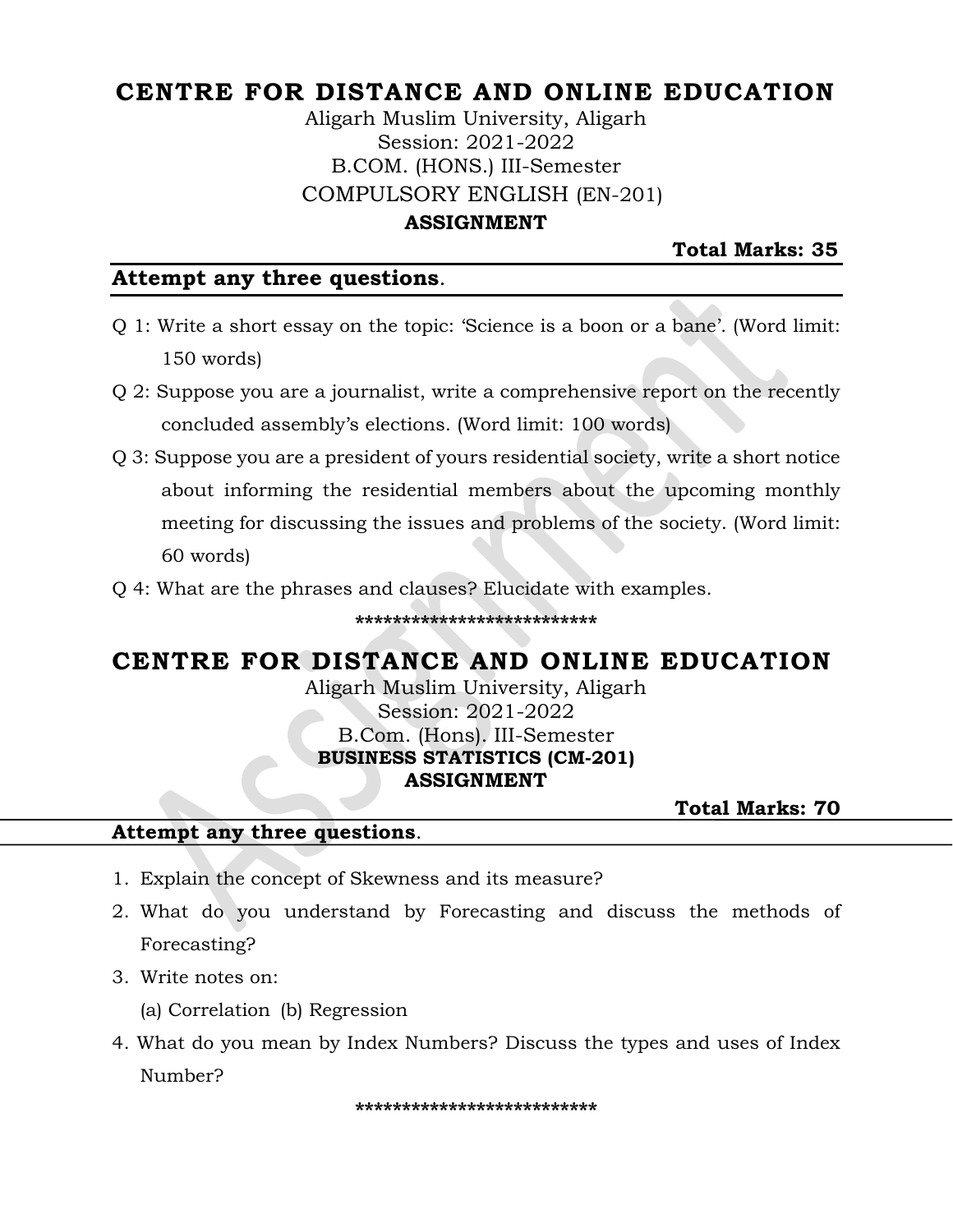# CENTRE FOR DISTANCE AND ONLINE EDUCATION

Aligarh Muslim University, Aligarh
Session: 2021-2022
B.COM. (HONS.) III-Semester
COMPULSORY ENGLISH (EN-201)

**ASSIGNMENT**

**Total Marks: 35**

**Attempt any three questions**.

Q 1: Write a short essay on the topic: 'Science is a boon or a bane'. (Word limit: 150 words)

Q 2: Suppose you are a journalist, write a comprehensive report on the recently concluded assembly's elections. (Word limit: 100 words)

Q 3: Suppose you are a president of yours residential society, write a short notice about informing the residential members about the upcoming monthly meeting for discussing the issues and problems of the society. (Word limit: 60 words)

Q 4: What are the phrases and clauses? Elucidate with examples.

**************************

# CENTRE FOR DISTANCE AND ONLINE EDUCATION

Aligarh Muslim University, Aligarh
Session: 2021-2022
B.Com. (Hons). III-Semester
**BUSINESS STATISTICS (CM-201)**
**ASSIGNMENT**

**Total Marks: 70**

**Attempt any three questions**.

1. Explain the concept of Skewness and its measure?
2. What do you understand by Forecasting and discuss the methods of Forecasting?
3. Write notes on:
   (a) Correlation (b) Regression
4. What do you mean by Index Numbers? Discuss the types and uses of Index Number?

**************************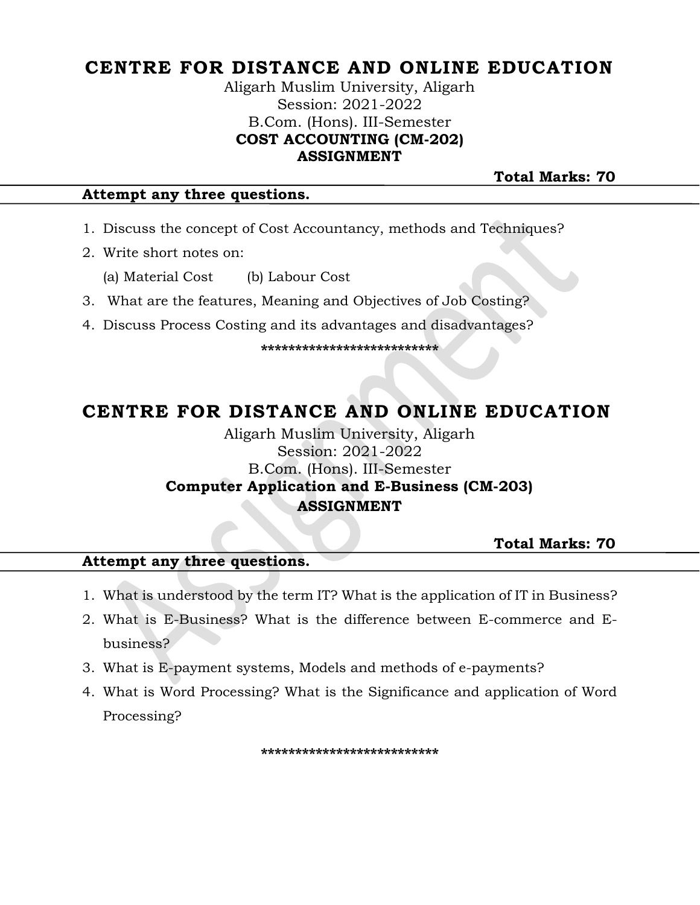# CENTRE FOR DISTANCE AND ONLINE EDUCATION

Aligarh Muslim University, Aligarh

Session: 2021-2022

B.Com. (Hons). III-Semester

**COST ACCOUNTING (CM-202)**

**ASSIGNMENT**

**Total Marks: 70**

**Attempt any three questions.**

1. Discuss the concept of Cost Accountancy, methods and Techniques?
2. Write short notes on:

   (a) Material Cost (b) Labour Cost
3. What are the features, Meaning and Objectives of Job Costing?
4. Discuss Process Costing and its advantages and disadvantages?

**************************

# CENTRE FOR DISTANCE AND ONLINE EDUCATION

Aligarh Muslim University, Aligarh

Session: 2021-2022

B.Com. (Hons). III-Semester

**Computer Application and E-Business (CM-203)**

**ASSIGNMENT**

**Total Marks: 70**

**Attempt any three questions.**

1. What is understood by the term IT? What is the application of IT in Business?
2. What is E-Business? What is the difference between E-commerce and E-business?
3. What is E-payment systems, Models and methods of e-payments?
4. What is Word Processing? What is the Significance and application of Word Processing?

**************************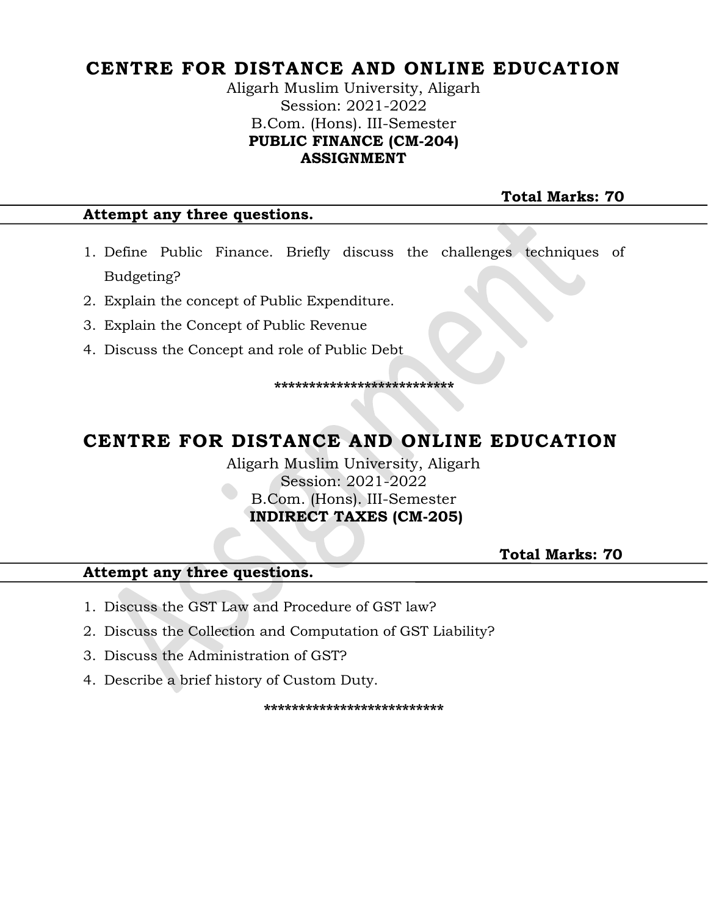# CENTRE FOR DISTANCE AND ONLINE EDUCATION

Aligarh Muslim University, Aligarh
Session: 2021-2022
B.Com. (Hons). III-Semester
**PUBLIC FINANCE (CM-204)**
**ASSIGNMENT**

**Total Marks: 70**

**Attempt any three questions.**

1. Define Public Finance. Briefly discuss the challenges techniques of Budgeting?
2. Explain the concept of Public Expenditure.
3. Explain the Concept of Public Revenue
4. Discuss the Concept and role of Public Debt

**************************

# CENTRE FOR DISTANCE AND ONLINE EDUCATION

Aligarh Muslim University, Aligarh
Session: 2021-2022
B.Com. (Hons). III-Semester
**INDIRECT TAXES (CM-205)**

**Total Marks: 70**

**Attempt any three questions.**

1. Discuss the GST Law and Procedure of GST law?
2. Discuss the Collection and Computation of GST Liability?
3. Discuss the Administration of GST?
4. Describe a brief history of Custom Duty.

**************************